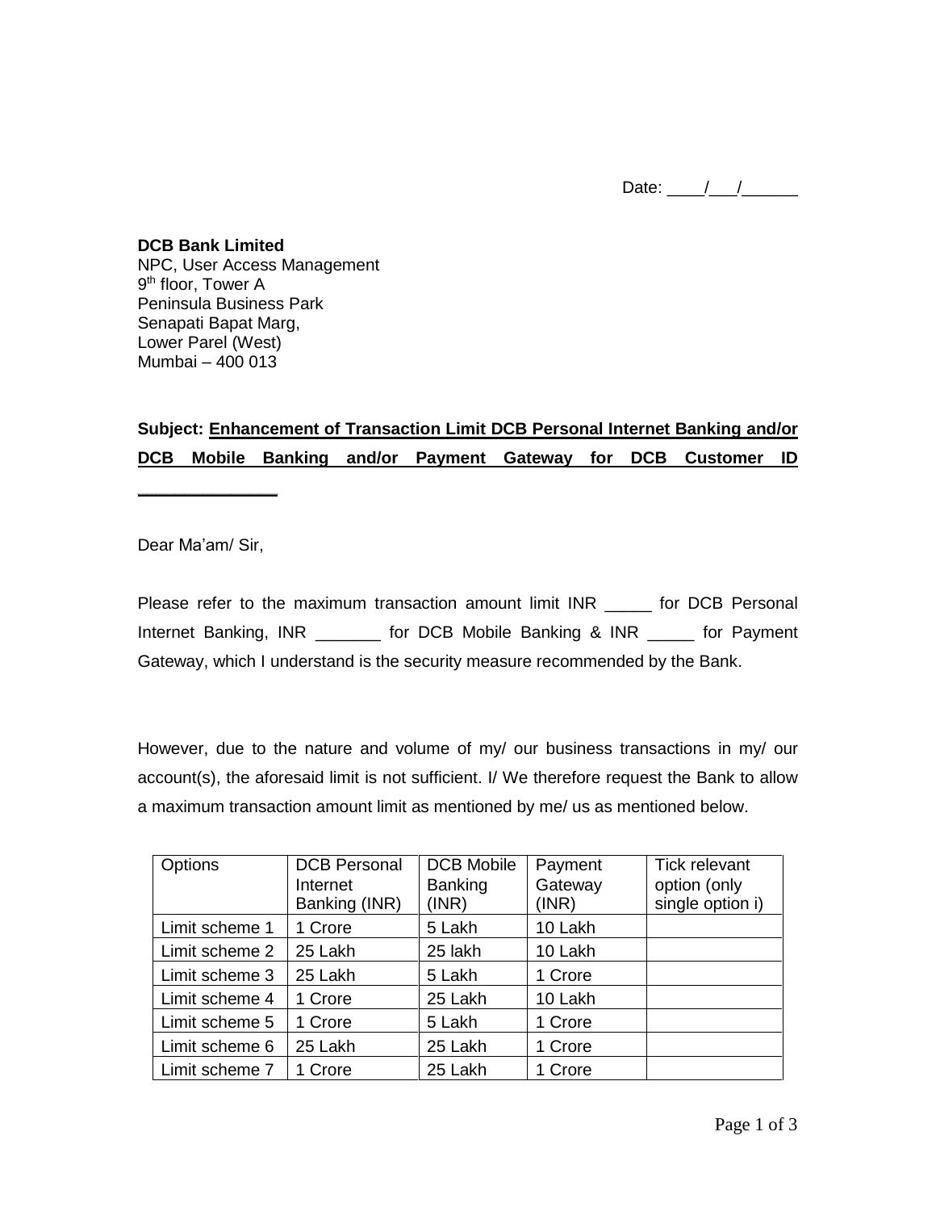Date: ____/___/______

**DCB Bank Limited**
NPC, User Access Management
9th floor, Tower A
Peninsula Business Park
Senapati Bapat Marg,
Lower Parel (West)
Mumbai – 400 013

**Subject: Enhancement of Transaction Limit DCB Personal Internet Banking and/or DCB Mobile Banking and/or Payment Gateway for DCB Customer ID _______________**

Dear Ma'am/ Sir,

Please refer to the maximum transaction amount limit INR _____ for DCB Personal Internet Banking, INR _______ for DCB Mobile Banking & INR _____ for Payment Gateway, which I understand is the security measure recommended by the Bank.

However, due to the nature and volume of my/ our business transactions in my/ our account(s), the aforesaid limit is not sufficient. I/ We therefore request the Bank to allow a maximum transaction amount limit as mentioned by me/ us as mentioned below.

| Options | DCB Personal Internet Banking (INR) | DCB Mobile Banking (INR) | Payment Gateway (INR) | Tick relevant option (only single option i) |
|---|---|---|---|---|
| Limit scheme 1 | 1 Crore | 5 Lakh | 10 Lakh | |
| Limit scheme 2 | 25 Lakh | 25 lakh | 10 Lakh | |
| Limit scheme 3 | 25 Lakh | 5 Lakh | 1 Crore | |
| Limit scheme 4 | 1 Crore | 25 Lakh | 10 Lakh | |
| Limit scheme 5 | 1 Crore | 5 Lakh | 1 Crore | |
| Limit scheme 6 | 25 Lakh | 25 Lakh | 1 Crore | |
| Limit scheme 7 | 1 Crore | 25 Lakh | 1 Crore | |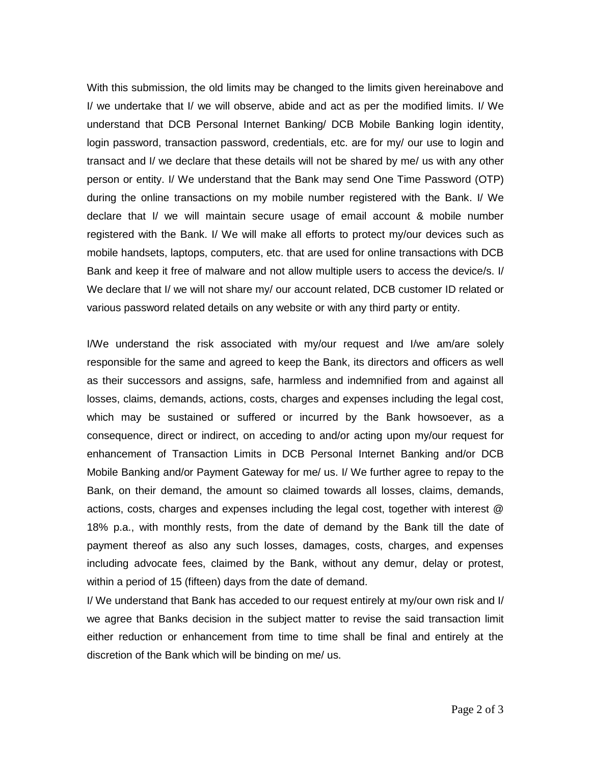With this submission, the old limits may be changed to the limits given hereinabove and I/ we undertake that I/ we will observe, abide and act as per the modified limits. I/ We understand that DCB Personal Internet Banking/ DCB Mobile Banking login identity, login password, transaction password, credentials, etc. are for my/ our use to login and transact and I/ we declare that these details will not be shared by me/ us with any other person or entity. I/ We understand that the Bank may send One Time Password (OTP) during the online transactions on my mobile number registered with the Bank. I/ We declare that I/ we will maintain secure usage of email account & mobile number registered with the Bank. I/ We will make all efforts to protect my/our devices such as mobile handsets, laptops, computers, etc. that are used for online transactions with DCB Bank and keep it free of malware and not allow multiple users to access the device/s. I/ We declare that I/ we will not share my/ our account related, DCB customer ID related or various password related details on any website or with any third party or entity.

I/We understand the risk associated with my/our request and I/we am/are solely responsible for the same and agreed to keep the Bank, its directors and officers as well as their successors and assigns, safe, harmless and indemnified from and against all losses, claims, demands, actions, costs, charges and expenses including the legal cost, which may be sustained or suffered or incurred by the Bank howsoever, as a consequence, direct or indirect, on acceding to and/or acting upon my/our request for enhancement of Transaction Limits in DCB Personal Internet Banking and/or DCB Mobile Banking and/or Payment Gateway for me/ us. I/ We further agree to repay to the Bank, on their demand, the amount so claimed towards all losses, claims, demands, actions, costs, charges and expenses including the legal cost, together with interest @ 18% p.a., with monthly rests, from the date of demand by the Bank till the date of payment thereof as also any such losses, damages, costs, charges, and expenses including advocate fees, claimed by the Bank, without any demur, delay or protest, within a period of 15 (fifteen) days from the date of demand.

I/ We understand that Bank has acceded to our request entirely at my/our own risk and I/ we agree that Banks decision in the subject matter to revise the said transaction limit either reduction or enhancement from time to time shall be final and entirely at the discretion of the Bank which will be binding on me/ us.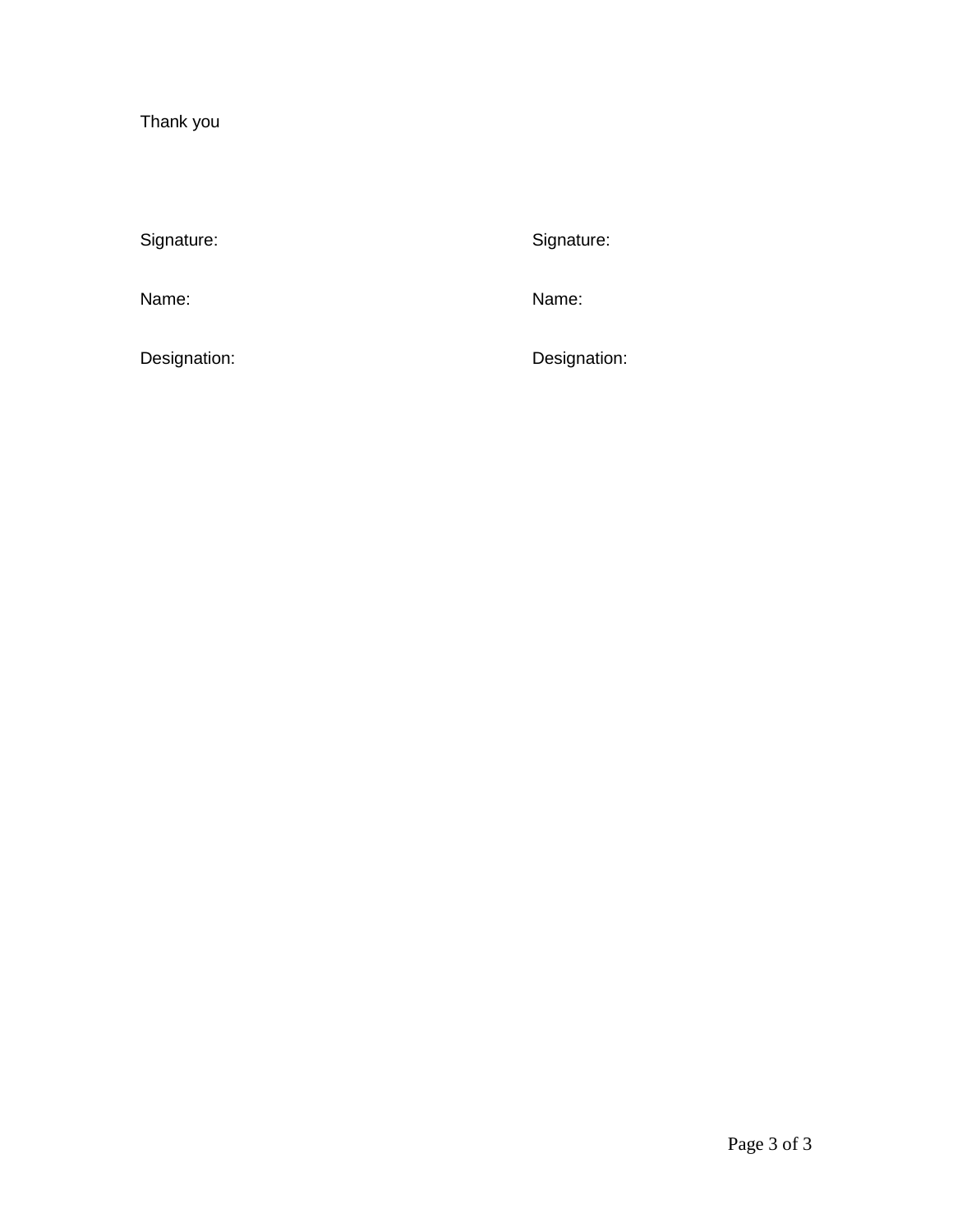Thank you

| | |
|---|---|
| Signature: | Signature: |
| Name: | Name: |
| Designation: | Designation: |